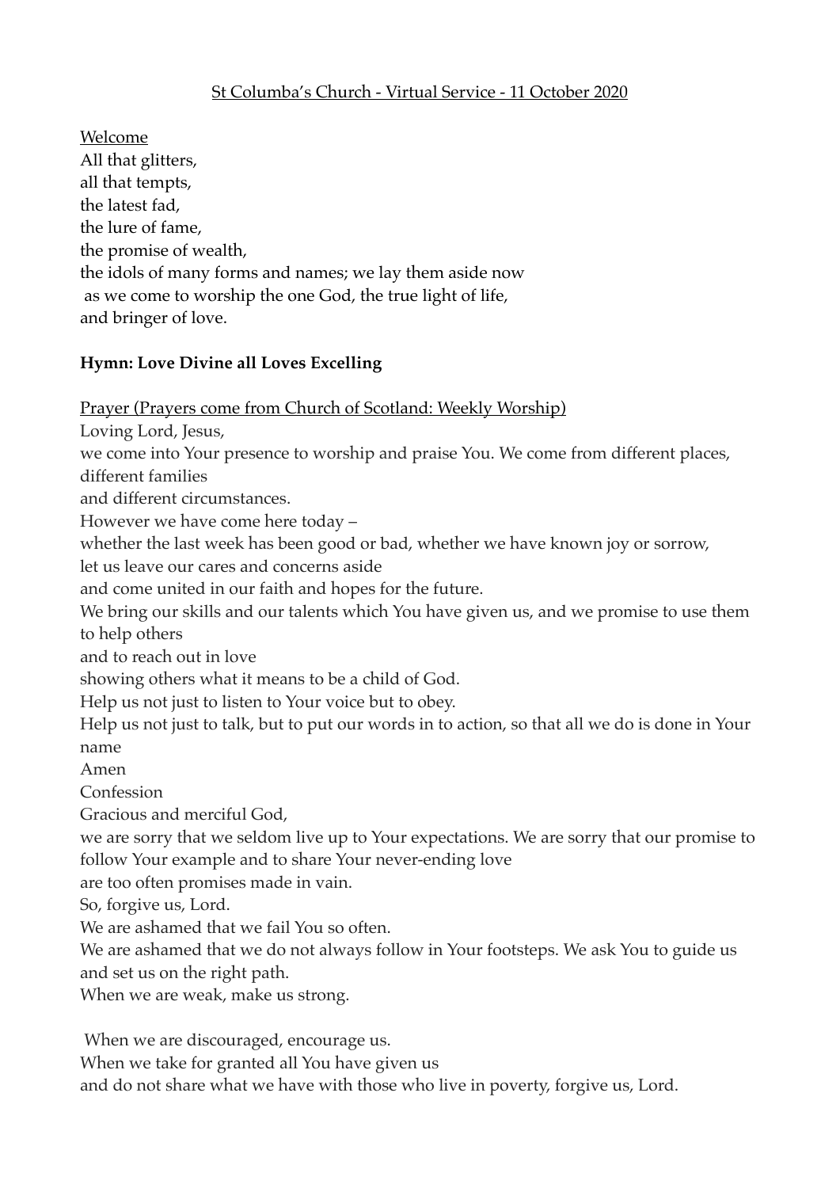St Columba's Church - Virtual Service - 11 October 2020

Welcome

All that glitters,
all that tempts,
the latest fad,
the lure of fame,
the promise of wealth,
the idols of many forms and names; we lay them aside now
as we come to worship the one God, the true light of life,
and bringer of love.

**Hymn: Love Divine all Loves Excelling**

Prayer (Prayers come from Church of Scotland: Weekly Worship)

Loving Lord, Jesus,
we come into Your presence to worship and praise You. We come from different places, different families
and different circumstances.
However we have come here today –
whether the last week has been good or bad, whether we have known joy or sorrow,
let us leave our cares and concerns aside
and come united in our faith and hopes for the future.
We bring our skills and our talents which You have given us, and we promise to use them to help others
and to reach out in love
showing others what it means to be a child of God.
Help us not just to listen to Your voice but to obey.
Help us not just to talk, but to put our words in to action, so that all we do is done in Your name
Amen

Confession

Gracious and merciful God,
we are sorry that we seldom live up to Your expectations. We are sorry that our promise to follow Your example and to share Your never-ending love
are too often promises made in vain.
So, forgive us, Lord.
We are ashamed that we fail You so often.
We are ashamed that we do not always follow in Your footsteps. We ask You to guide us and set us on the right path.
When we are weak, make us strong.

When we are discouraged, encourage us.
When we take for granted all You have given us
and do not share what we have with those who live in poverty, forgive us, Lord.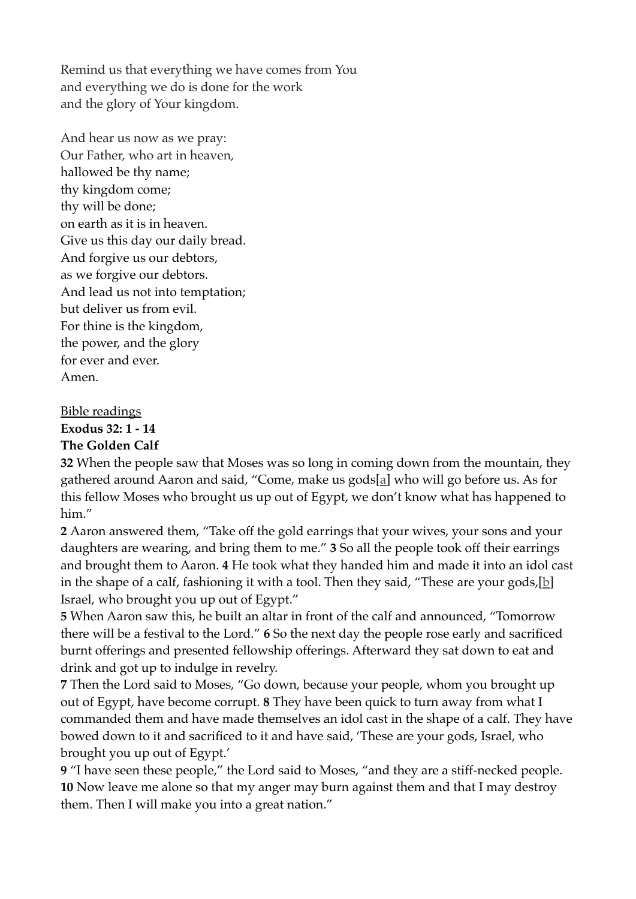Remind us that everything we have comes from You
and everything we do is done for the work
and the glory of Your kingdom.

And hear us now as we pray:
Our Father, who art in heaven,
hallowed be thy name;
thy kingdom come;
thy will be done;
on earth as it is in heaven.
Give us this day our daily bread.
And forgive us our debtors,
as we forgive our debtors.
And lead us not into temptation;
but deliver us from evil.
For thine is the kingdom,
the power, and the glory
for ever and ever.
Amen.

<u>Bible readings</u>

**Exodus 32: 1 - 14**

**The Golden Calf**

**32** When the people saw that Moses was so long in coming down from the mountain, they gathered around Aaron and said, "Come, make us gods[a] who will go before us. As for this fellow Moses who brought us up out of Egypt, we don't know what has happened to him."

**2** Aaron answered them, "Take off the gold earrings that your wives, your sons and your daughters are wearing, and bring them to me." **3** So all the people took off their earrings and brought them to Aaron. **4** He took what they handed him and made it into an idol cast in the shape of a calf, fashioning it with a tool. Then they said, "These are your gods,[b] Israel, who brought you up out of Egypt."

**5** When Aaron saw this, he built an altar in front of the calf and announced, "Tomorrow there will be a festival to the Lord." **6** So the next day the people rose early and sacrificed burnt offerings and presented fellowship offerings. Afterward they sat down to eat and drink and got up to indulge in revelry.

**7** Then the Lord said to Moses, "Go down, because your people, whom you brought up out of Egypt, have become corrupt. **8** They have been quick to turn away from what I commanded them and have made themselves an idol cast in the shape of a calf. They have bowed down to it and sacrificed to it and have said, 'These are your gods, Israel, who brought you up out of Egypt.'

**9** "I have seen these people," the Lord said to Moses, "and they are a stiff-necked people. **10** Now leave me alone so that my anger may burn against them and that I may destroy them. Then I will make you into a great nation."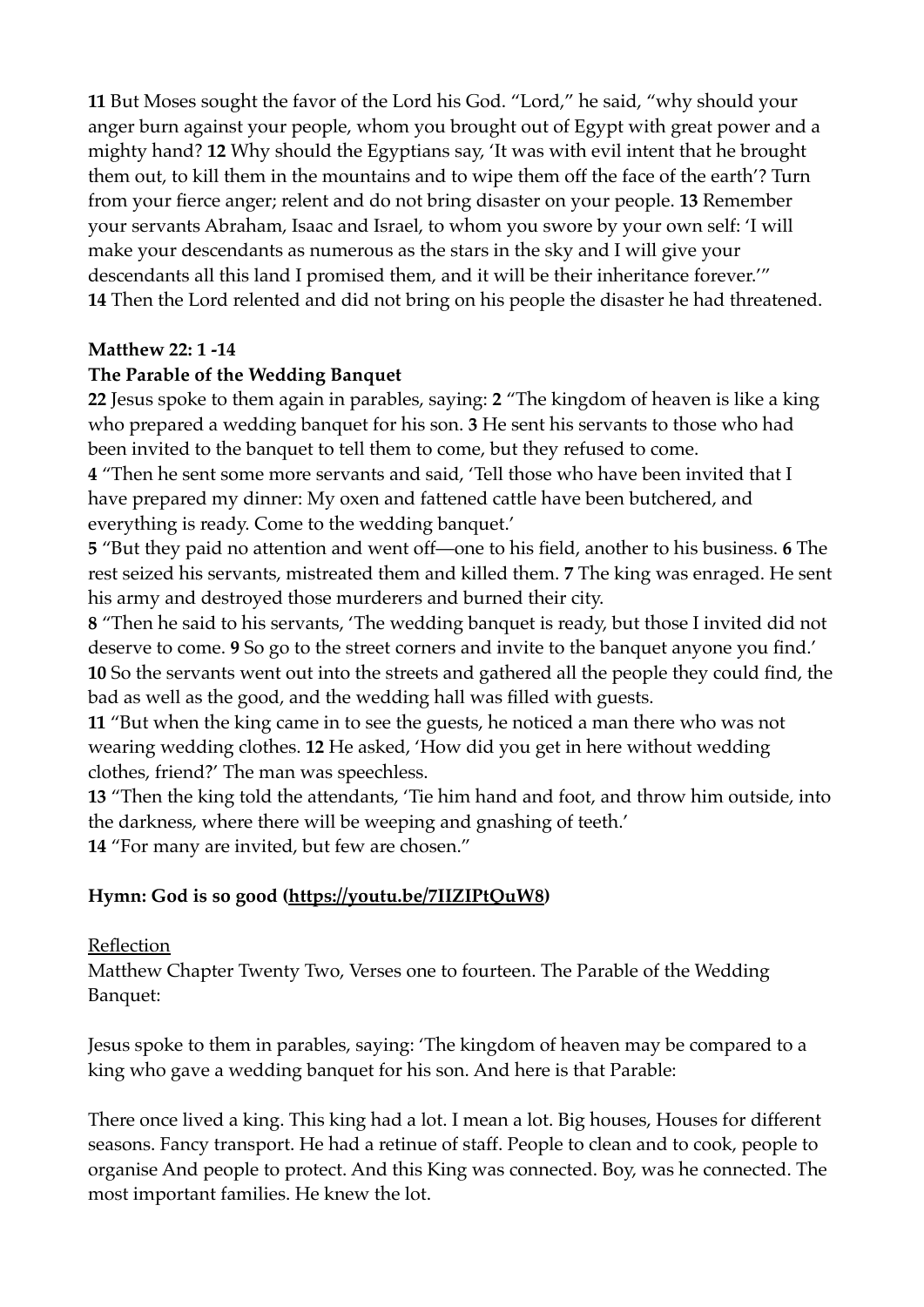**11** But Moses sought the favor of the Lord his God. "Lord," he said, "why should your anger burn against your people, whom you brought out of Egypt with great power and a mighty hand? **12** Why should the Egyptians say, 'It was with evil intent that he brought them out, to kill them in the mountains and to wipe them off the face of the earth'? Turn from your fierce anger; relent and do not bring disaster on your people. **13** Remember your servants Abraham, Isaac and Israel, to whom you swore by your own self: 'I will make your descendants as numerous as the stars in the sky and I will give your descendants all this land I promised them, and it will be their inheritance forever.'"
**14** Then the Lord relented and did not bring on his people the disaster he had threatened.

**Matthew 22: 1 -14**
**The Parable of the Wedding Banquet**
**22** Jesus spoke to them again in parables, saying: **2** "The kingdom of heaven is like a king who prepared a wedding banquet for his son. **3** He sent his servants to those who had been invited to the banquet to tell them to come, but they refused to come.
**4** "Then he sent some more servants and said, 'Tell those who have been invited that I have prepared my dinner: My oxen and fattened cattle have been butchered, and everything is ready. Come to the wedding banquet.'
**5** "But they paid no attention and went off—one to his field, another to his business. **6** The rest seized his servants, mistreated them and killed them. **7** The king was enraged. He sent his army and destroyed those murderers and burned their city.
**8** "Then he said to his servants, 'The wedding banquet is ready, but those I invited did not deserve to come. **9** So go to the street corners and invite to the banquet anyone you find.' **10** So the servants went out into the streets and gathered all the people they could find, the bad as well as the good, and the wedding hall was filled with guests.
**11** "But when the king came in to see the guests, he noticed a man there who was not wearing wedding clothes. **12** He asked, 'How did you get in here without wedding clothes, friend?' The man was speechless.
**13** "Then the king told the attendants, 'Tie him hand and foot, and throw him outside, into the darkness, where there will be weeping and gnashing of teeth.'
**14** "For many are invited, but few are chosen."

**Hymn: God is so good (https://youtu.be/7IIZIPtQuW8)**

Reflection
Matthew Chapter Twenty Two, Verses one to fourteen. The Parable of the Wedding Banquet:

Jesus spoke to them in parables, saying: 'The kingdom of heaven may be compared to a king who gave a wedding banquet for his son. And here is that Parable:

There once lived a king. This king had a lot. I mean a lot. Big houses, Houses for different seasons. Fancy transport. He had a retinue of staff. People to clean and to cook, people to organise And people to protect. And this King was connected. Boy, was he connected. The most important families. He knew the lot.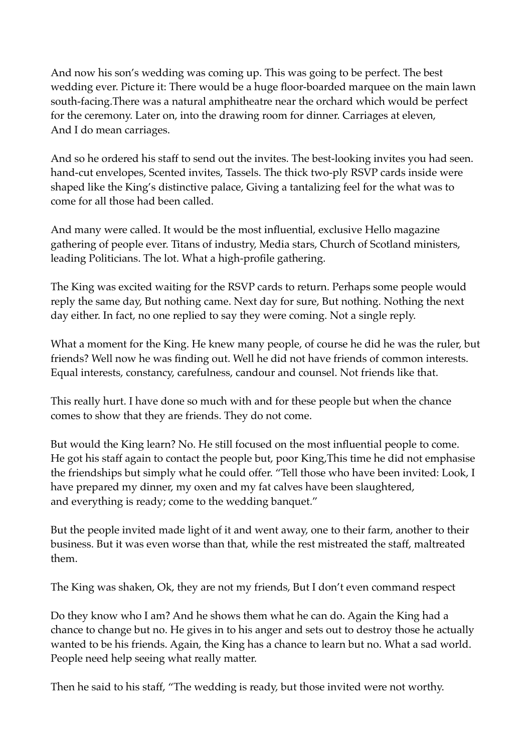And now his son's wedding was coming up. This was going to be perfect. The best wedding ever. Picture it: There would be a huge floor-boarded marquee on the main lawn south-facing.There was a natural amphitheatre near the orchard which would be perfect for the ceremony. Later on, into the drawing room for dinner. Carriages at eleven,
And I do mean carriages.

And so he ordered his staff to send out the invites. The best-looking invites you had seen. hand-cut envelopes, Scented invites, Tassels. The thick two-ply RSVP cards inside were shaped like the King's distinctive palace, Giving a tantalizing feel for the what was to come for all those had been called.

And many were called. It would be the most influential, exclusive Hello magazine gathering of people ever. Titans of industry, Media stars, Church of Scotland ministers, leading Politicians. The lot. What a high-profile gathering.

The King was excited waiting for the RSVP cards to return. Perhaps some people would reply the same day, But nothing came. Next day for sure, But nothing. Nothing the next day either. In fact, no one replied to say they were coming. Not a single reply.

What a moment for the King. He knew many people, of course he did he was the ruler, but friends? Well now he was finding out. Well he did not have friends of common interests. Equal interests, constancy, carefulness, candour and counsel. Not friends like that.

This really hurt. I have done so much with and for these people but when the chance comes to show that they are friends. They do not come.

But would the King learn? No. He still focused on the most influential people to come. He got his staff again to contact the people but, poor King,This time he did not emphasise the friendships but simply what he could offer. "Tell those who have been invited: Look, I have prepared my dinner, my oxen and my fat calves have been slaughtered,
and everything is ready; come to the wedding banquet."

But the people invited made light of it and went away, one to their farm, another to their business. But it was even worse than that, while the rest mistreated the staff, maltreated them.

The King was shaken, Ok, they are not my friends, But I don't even command respect

Do they know who I am? And he shows them what he can do. Again the King had a chance to change but no. He gives in to his anger and sets out to destroy those he actually wanted to be his friends. Again, the King has a chance to learn but no. What a sad world. People need help seeing what really matter.

Then he said to his staff, "The wedding is ready, but those invited were not worthy.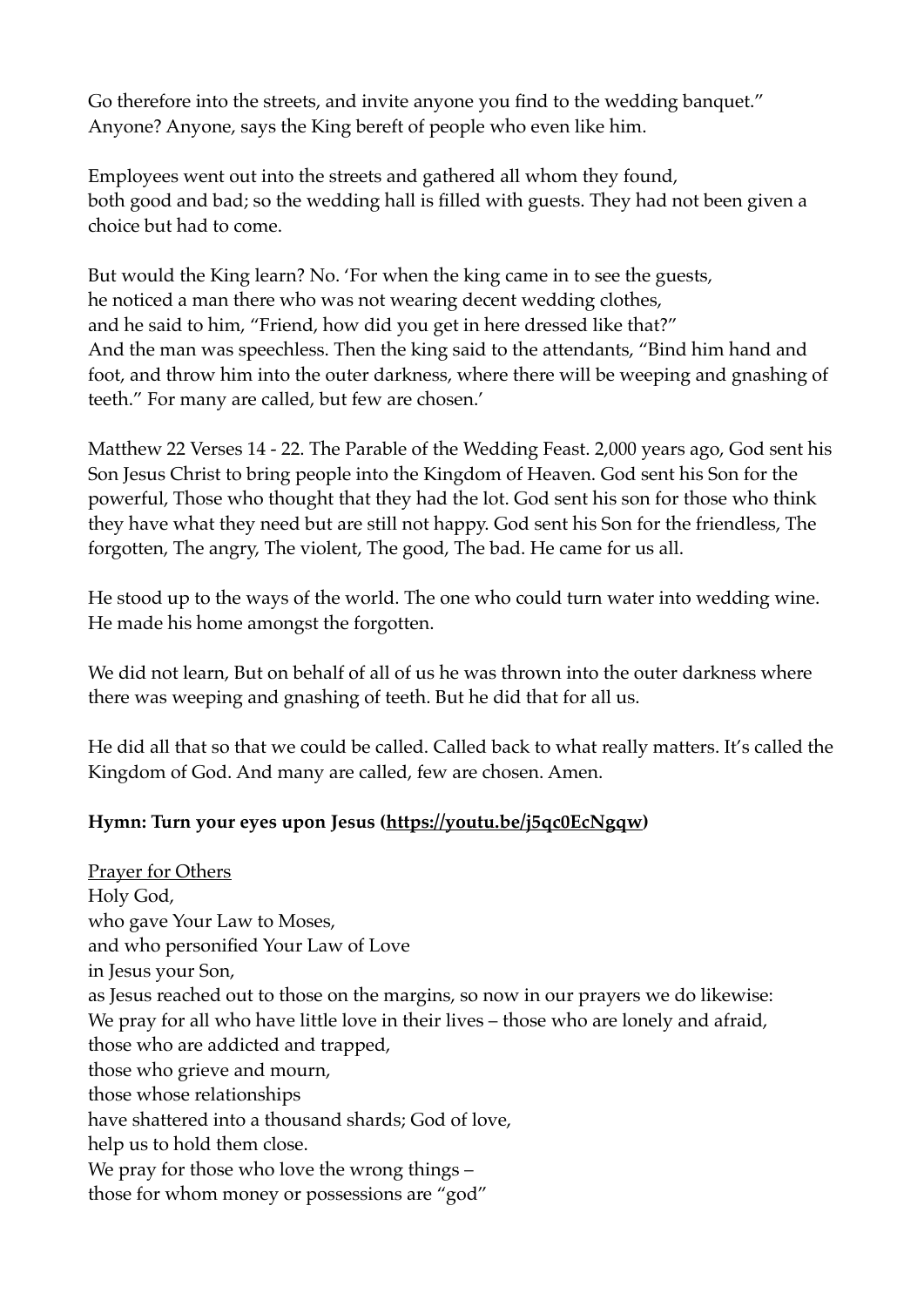Go therefore into the streets, and invite anyone you find to the wedding banquet."
Anyone? Anyone, says the King bereft of people who even like him.

Employees went out into the streets and gathered all whom they found,
both good and bad; so the wedding hall is filled with guests. They had not been given a choice but had to come.

But would the King learn? No. 'For when the king came in to see the guests,
he noticed a man there who was not wearing decent wedding clothes,
and he said to him, "Friend, how did you get in here dressed like that?"
And the man was speechless. Then the king said to the attendants, "Bind him hand and foot, and throw him into the outer darkness, where there will be weeping and gnashing of teeth." For many are called, but few are chosen.'

Matthew 22 Verses 14 - 22. The Parable of the Wedding Feast. 2,000 years ago, God sent his Son Jesus Christ to bring people into the Kingdom of Heaven. God sent his Son for the powerful, Those who thought that they had the lot. God sent his son for those who think they have what they need but are still not happy. God sent his Son for the friendless, The forgotten, The angry, The violent, The good, The bad. He came for us all.

He stood up to the ways of the world. The one who could turn water into wedding wine. He made his home amongst the forgotten.

We did not learn, But on behalf of all of us he was thrown into the outer darkness where there was weeping and gnashing of teeth. But he did that for all us.

He did all that so that we could be called. Called back to what really matters. It's called the Kingdom of God. And many are called, few are chosen. Amen.

**Hymn: Turn your eyes upon Jesus (https://youtu.be/j5qc0EcNgqw)**

Prayer for Others
Holy God,
who gave Your Law to Moses,
and who personified Your Law of Love
in Jesus your Son,
as Jesus reached out to those on the margins, so now in our prayers we do likewise:
We pray for all who have little love in their lives – those who are lonely and afraid,
those who are addicted and trapped,
those who grieve and mourn,
those whose relationships
have shattered into a thousand shards; God of love,
help us to hold them close.
We pray for those who love the wrong things –
those for whom money or possessions are "god"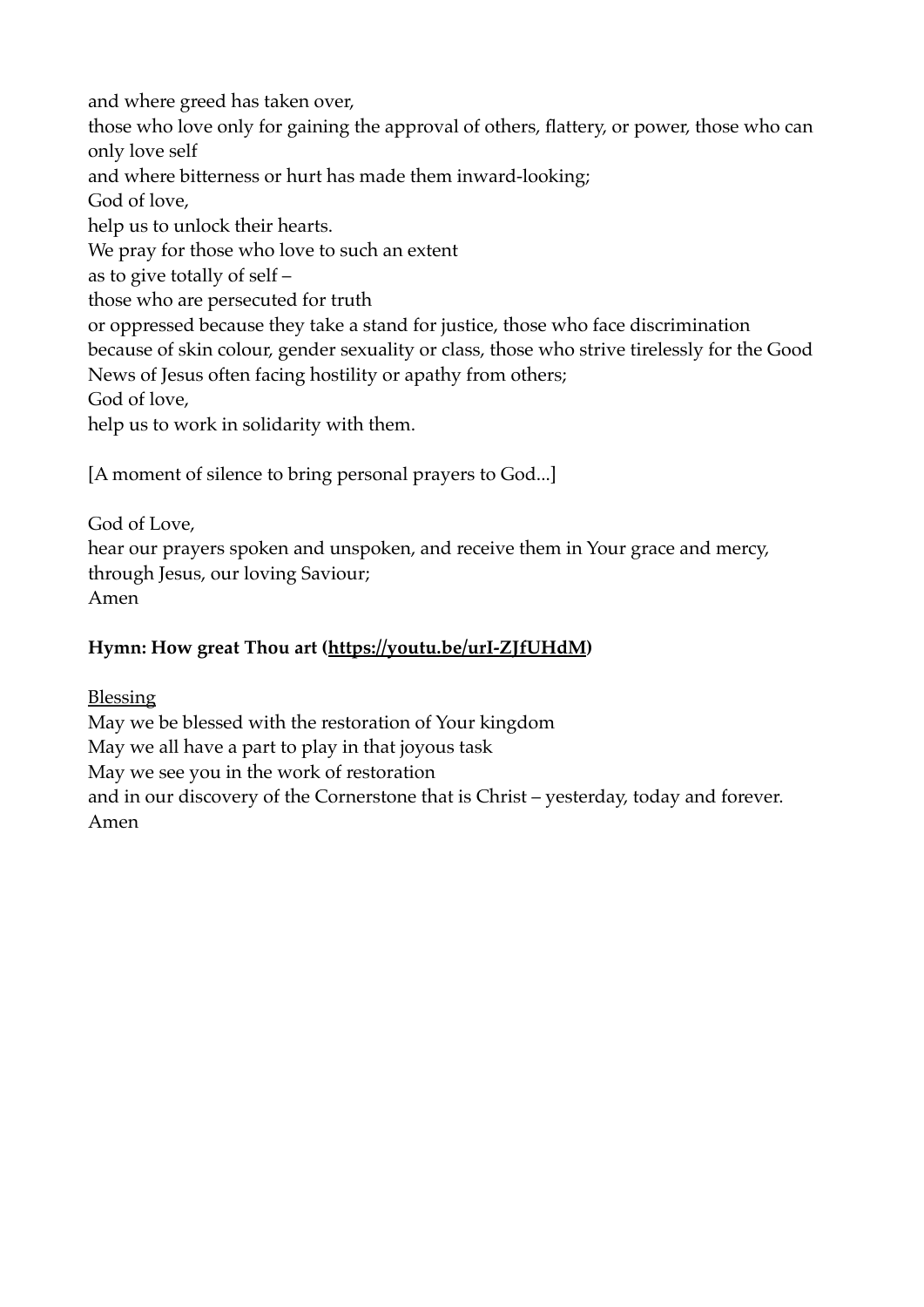and where greed has taken over,
those who love only for gaining the approval of others, flattery, or power, those who can only love self
and where bitterness or hurt has made them inward-looking;
God of love,
help us to unlock their hearts.
We pray for those who love to such an extent
as to give totally of self –
those who are persecuted for truth
or oppressed because they take a stand for justice, those who face discrimination because of skin colour, gender sexuality or class, those who strive tirelessly for the Good News of Jesus often facing hostility or apathy from others;
God of love,
help us to work in solidarity with them.

[A moment of silence to bring personal prayers to God...]

God of Love,
hear our prayers spoken and unspoken, and receive them in Your grace and mercy,
through Jesus, our loving Saviour;
Amen

**Hymn: How great Thou art (https://youtu.be/urI-ZJfUHdM)**

Blessing
May we be blessed with the restoration of Your kingdom
May we all have a part to play in that joyous task
May we see you in the work of restoration
and in our discovery of the Cornerstone that is Christ – yesterday, today and forever.
Amen